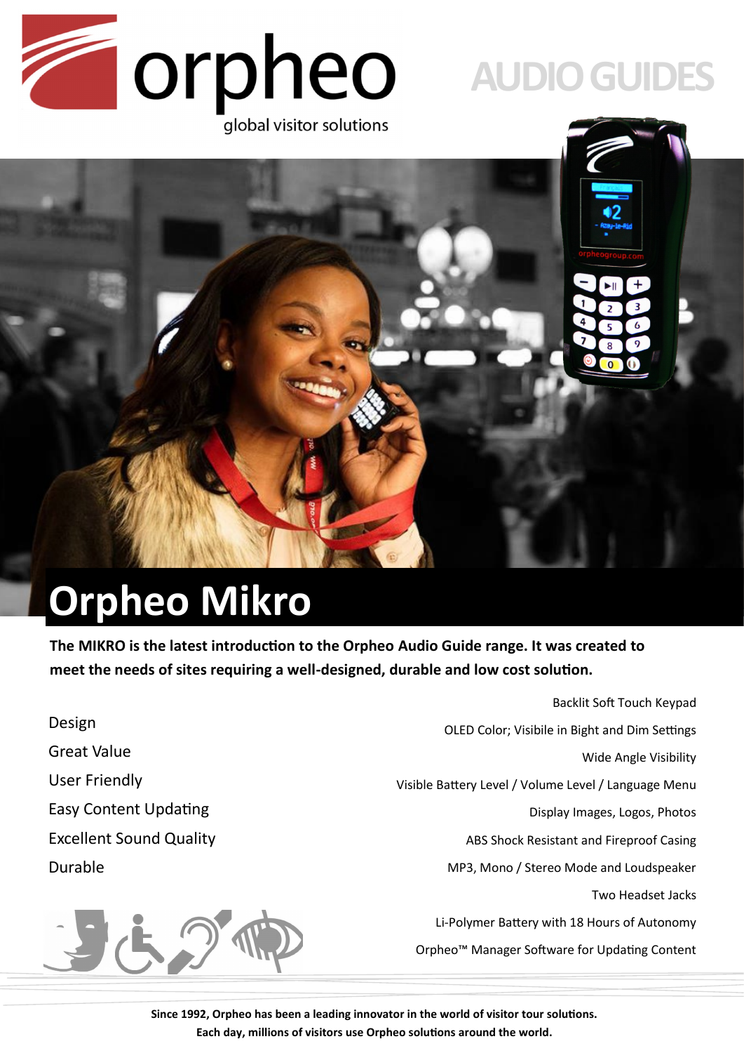orpheo

global visitor solutions

AUDIO GUIDES

# Orpheo Mikro

**The MIKRO is the latest introduction to the Orpheo Audio Guide range. It was created to meet the needs of sites requiring a well-designed, durable and low cost solution.**

- Design
- Great Value
- User Friendly
- Easy Content Updating
- Excellent Sound Quality
- Durable

- Backlit Soft Touch Keypad
- OLED Color; Visibile in Bight and Dim Settings
- Wide Angle Visibility
- Visible Battery Level / Volume Level / Language Menu
- Display Images, Logos, Photos
- ABS Shock Resistant and Fireproof Casing
- MP3, Mono / Stereo Mode and Loudspeaker
- Two Headset Jacks
- Li-Polymer Battery with 18 Hours of Autonomy
- Orpheo™ Manager Software for Updating Content

**Since 1992, Orpheo has been a leading innovator in the world of visitor tour solutions. Each day, millions of visitors use Orpheo solutions around the world.**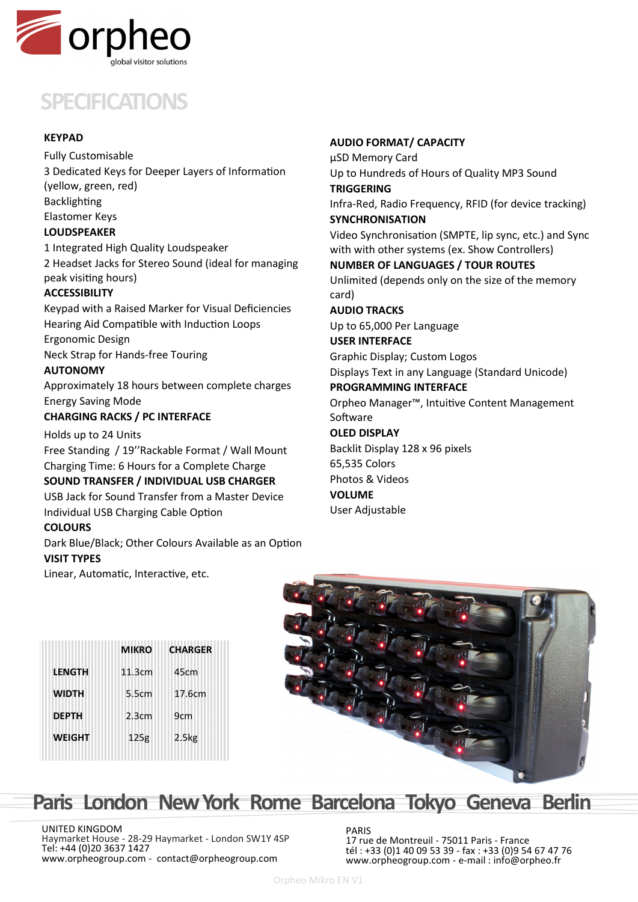# SPECIFICATIONS

**KEYPAD**

Fully Customisable
3 Dedicated Keys for Deeper Layers of Information (yellow, green, red)
Backlighting
Elastomer Keys

**LOUDSPEAKER**

1 Integrated High Quality Loudspeaker
2 Headset Jacks for Stereo Sound (ideal for managing peak visiting hours)

**ACCESSIBILITY**

Keypad with a Raised Marker for Visual Deficiencies
Hearing Aid Compatible with Induction Loops
Ergonomic Design
Neck Strap for Hands-free Touring

**AUTONOMY**

Approximately 18 hours between complete charges
Energy Saving Mode

**CHARGING RACKS / PC INTERFACE**

Holds up to 24 Units
Free Standing / 19''Rackable Format / Wall Mount
Charging Time: 6 Hours for a Complete Charge

**SOUND TRANSFER / INDIVIDUAL USB CHARGER**

USB Jack for Sound Transfer from a Master Device
Individual USB Charging Cable Option

**COLOURS**

Dark Blue/Black; Other Colours Available as an Option

**VISIT TYPES**

Linear, Automatic, Interactive, etc.

**AUDIO FORMAT/ CAPACITY**

µSD Memory Card
Up to Hundreds of Hours of Quality MP3 Sound

**TRIGGERING**

Infra-Red, Radio Frequency, RFID (for device tracking)

**SYNCHRONISATION**

Video Synchronisation (SMPTE, lip sync, etc.) and Sync with with other systems (ex. Show Controllers)

**NUMBER OF LANGUAGES / TOUR ROUTES**

Unlimited (depends only on the size of the memory card)

**AUDIO TRACKS**

Up to 65,000 Per Language

**USER INTERFACE**

Graphic Display; Custom Logos
Displays Text in any Language (Standard Unicode)

**PROGRAMMING INTERFACE**

Orpheo Manager™, Intuitive Content Management Software

**OLED DISPLAY**

Backlit Display 128 x 96 pixels
65,535 Colors
Photos & Videos

**VOLUME**

User Adjustable

| | MIKRO | CHARGER |
|---|---|---|
| **LENGTH** | 11.3cm | 45cm |
| **WIDTH** | 5.5cm | 17.6cm |
| **DEPTH** | 2.3cm | 9cm |
| **WEIGHT** | 125g | 2.5kg |

Paris London New York Rome Barcelona Tokyo Geneva Berlin

UNITED KINGDOM
Haymarket House - 28-29 Haymarket - London SW1Y 4SP
Tel: +44 (0)20 3637 1427
www.orpheogroup.com - contact@orpheogroup.com

PARIS
17 rue de Montreuil - 75011 Paris - France
tél : +33 (0)1 40 09 53 39 - fax : +33 (0)9 54 67 47 76
www.orpheogroup.com - e-mail : info@orpheo.fr